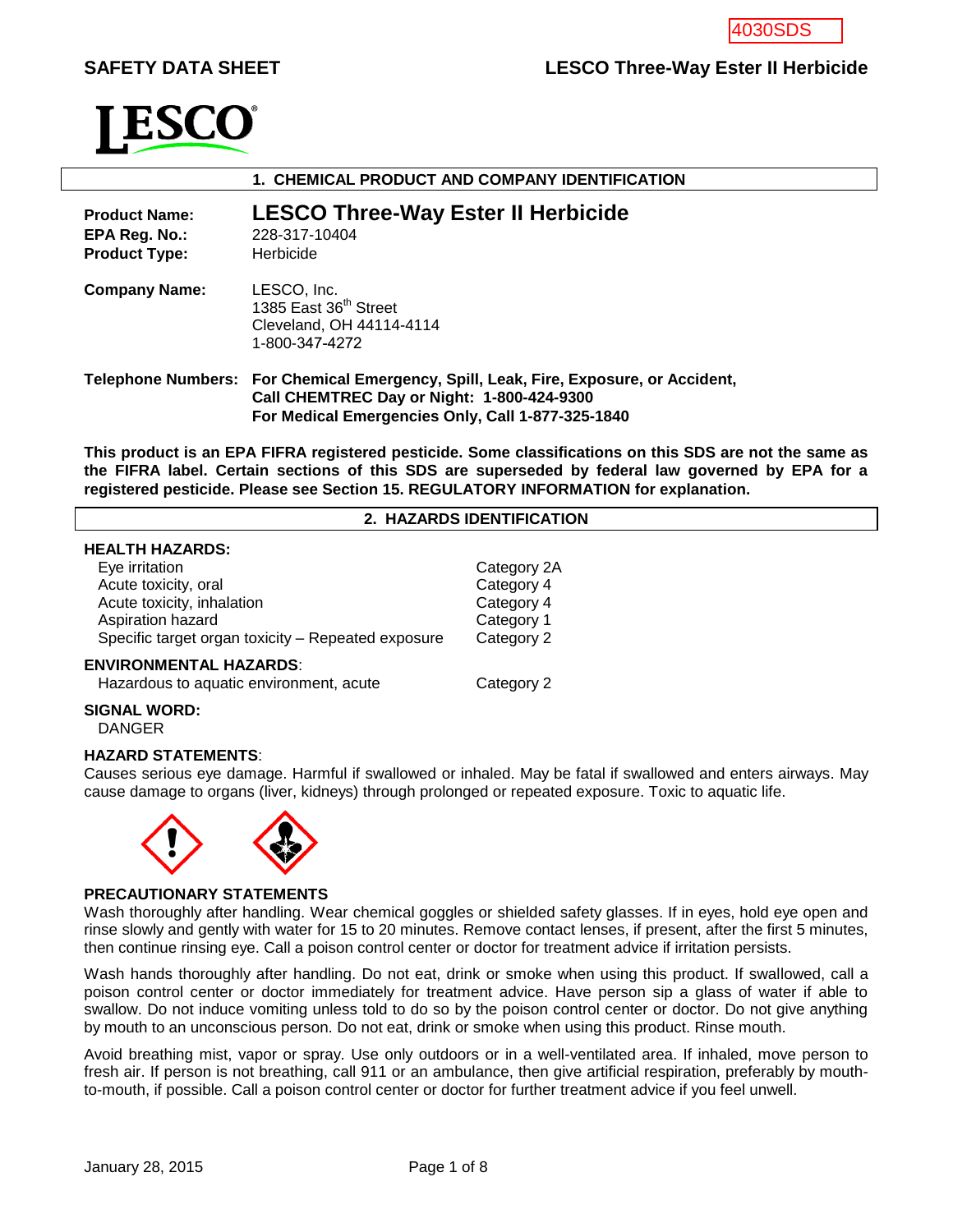4030SDS

**SAFETY DATA SHEET** **LESCO Three-Way Ester II Herbicide**

LESCO

## 1. CHEMICAL PRODUCT AND COMPANY IDENTIFICATION

**Product Name:** **LESCO Three-Way Ester II Herbicide**
**EPA Reg. No.:** 228-317-10404
**Product Type:** Herbicide

**Company Name:** LESCO, Inc.
1385 East 36th Street
Cleveland, OH 44114-4114
1-800-347-4272

**Telephone Numbers:** **For Chemical Emergency, Spill, Leak, Fire, Exposure, or Accident, Call CHEMTREC Day or Night: 1-800-424-9300**
**For Medical Emergencies Only, Call 1-877-325-1840**

**This product is an EPA FIFRA registered pesticide. Some classifications on this SDS are not the same as the FIFRA label. Certain sections of this SDS are superseded by federal law governed by EPA for a registered pesticide. Please see Section 15. REGULATORY INFORMATION for explanation.**

## 2. HAZARDS IDENTIFICATION

**HEALTH HAZARDS:**

| | |
|---|---|
| Eye irritation | Category 2A |
| Acute toxicity, oral | Category 4 |
| Acute toxicity, inhalation | Category 4 |
| Aspiration hazard | Category 1 |
| Specific target organ toxicity – Repeated exposure | Category 2 |

**ENVIRONMENTAL HAZARDS**:

| | |
|---|---|
| Hazardous to aquatic environment, acute | Category 2 |

**SIGNAL WORD:**
DANGER

**HAZARD STATEMENTS**:
Causes serious eye damage. Harmful if swallowed or inhaled. May be fatal if swallowed and enters airways. May cause damage to organs (liver, kidneys) through prolonged or repeated exposure. Toxic to aquatic life.

**PRECAUTIONARY STATEMENTS**

Wash thoroughly after handling. Wear chemical goggles or shielded safety glasses. If in eyes, hold eye open and rinse slowly and gently with water for 15 to 20 minutes. Remove contact lenses, if present, after the first 5 minutes, then continue rinsing eye. Call a poison control center or doctor for treatment advice if irritation persists.

Wash hands thoroughly after handling. Do not eat, drink or smoke when using this product. If swallowed, call a poison control center or doctor immediately for treatment advice. Have person sip a glass of water if able to swallow. Do not induce vomiting unless told to do so by the poison control center or doctor. Do not give anything by mouth to an unconscious person. Do not eat, drink or smoke when using this product. Rinse mouth.

Avoid breathing mist, vapor or spray. Use only outdoors or in a well-ventilated area. If inhaled, move person to fresh air. If person is not breathing, call 911 or an ambulance, then give artificial respiration, preferably by mouth-to-mouth, if possible. Call a poison control center or doctor for further treatment advice if you feel unwell.

January 28, 2015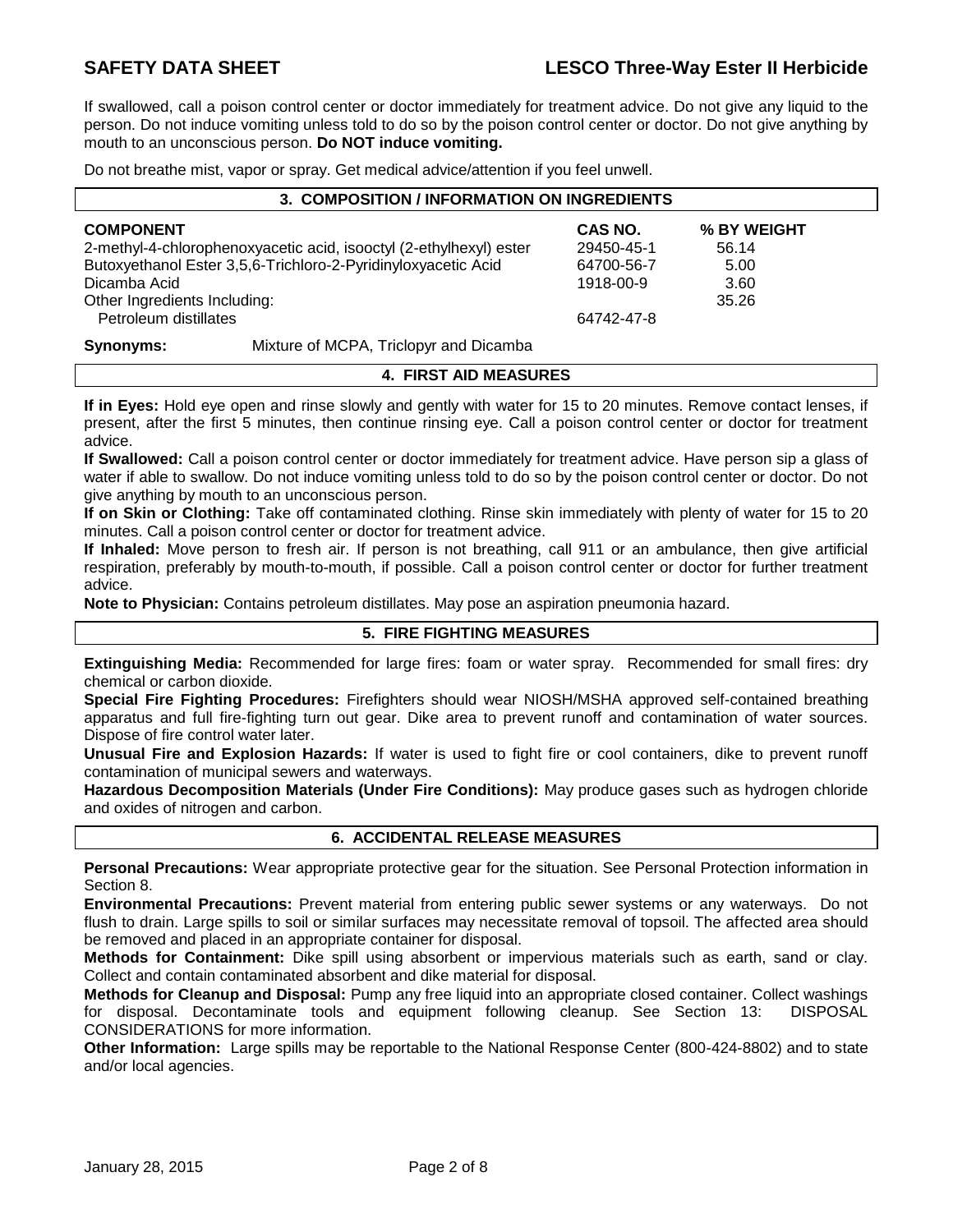If swallowed, call a poison control center or doctor immediately for treatment advice. Do not give any liquid to the person. Do not induce vomiting unless told to do so by the poison control center or doctor. Do not give anything by mouth to an unconscious person. **Do NOT induce vomiting.**

Do not breathe mist, vapor or spray. Get medical advice/attention if you feel unwell.

## 3. COMPOSITION / INFORMATION ON INGREDIENTS

| COMPONENT | CAS NO. | % BY WEIGHT |
|---|---|---|
| 2-methyl-4-chlorophenoxyacetic acid, isooctyl (2-ethylhexyl) ester | 29450-45-1 | 56.14 |
| Butoxyethanol Ester 3,5,6-Trichloro-2-Pyridinyloxyacetic Acid | 64700-56-7 | 5.00 |
| Dicamba Acid | 1918-00-9 | 3.60 |
| Other Ingredients Including: | | 35.26 |
| Petroleum distillates | 64742-47-8 | |

**Synonyms:** Mixture of MCPA, Triclopyr and Dicamba

## 4. FIRST AID MEASURES

**If in Eyes:** Hold eye open and rinse slowly and gently with water for 15 to 20 minutes. Remove contact lenses, if present, after the first 5 minutes, then continue rinsing eye. Call a poison control center or doctor for treatment advice.

**If Swallowed:** Call a poison control center or doctor immediately for treatment advice. Have person sip a glass of water if able to swallow. Do not induce vomiting unless told to do so by the poison control center or doctor. Do not give anything by mouth to an unconscious person.

**If on Skin or Clothing:** Take off contaminated clothing. Rinse skin immediately with plenty of water for 15 to 20 minutes. Call a poison control center or doctor for treatment advice.

**If Inhaled:** Move person to fresh air. If person is not breathing, call 911 or an ambulance, then give artificial respiration, preferably by mouth-to-mouth, if possible. Call a poison control center or doctor for further treatment advice.

**Note to Physician:** Contains petroleum distillates. May pose an aspiration pneumonia hazard.

## 5. FIRE FIGHTING MEASURES

**Extinguishing Media:** Recommended for large fires: foam or water spray. Recommended for small fires: dry chemical or carbon dioxide.

**Special Fire Fighting Procedures:** Firefighters should wear NIOSH/MSHA approved self-contained breathing apparatus and full fire-fighting turn out gear. Dike area to prevent runoff and contamination of water sources. Dispose of fire control water later.

**Unusual Fire and Explosion Hazards:** If water is used to fight fire or cool containers, dike to prevent runoff contamination of municipal sewers and waterways.

**Hazardous Decomposition Materials (Under Fire Conditions):** May produce gases such as hydrogen chloride and oxides of nitrogen and carbon.

## 6. ACCIDENTAL RELEASE MEASURES

**Personal Precautions:** Wear appropriate protective gear for the situation. See Personal Protection information in Section 8.

**Environmental Precautions:** Prevent material from entering public sewer systems or any waterways. Do not flush to drain. Large spills to soil or similar surfaces may necessitate removal of topsoil. The affected area should be removed and placed in an appropriate container for disposal.

**Methods for Containment:** Dike spill using absorbent or impervious materials such as earth, sand or clay. Collect and contain contaminated absorbent and dike material for disposal.

**Methods for Cleanup and Disposal:** Pump any free liquid into an appropriate closed container. Collect washings for disposal. Decontaminate tools and equipment following cleanup. See Section 13: DISPOSAL CONSIDERATIONS for more information.

**Other Information:** Large spills may be reportable to the National Response Center (800-424-8802) and to state and/or local agencies.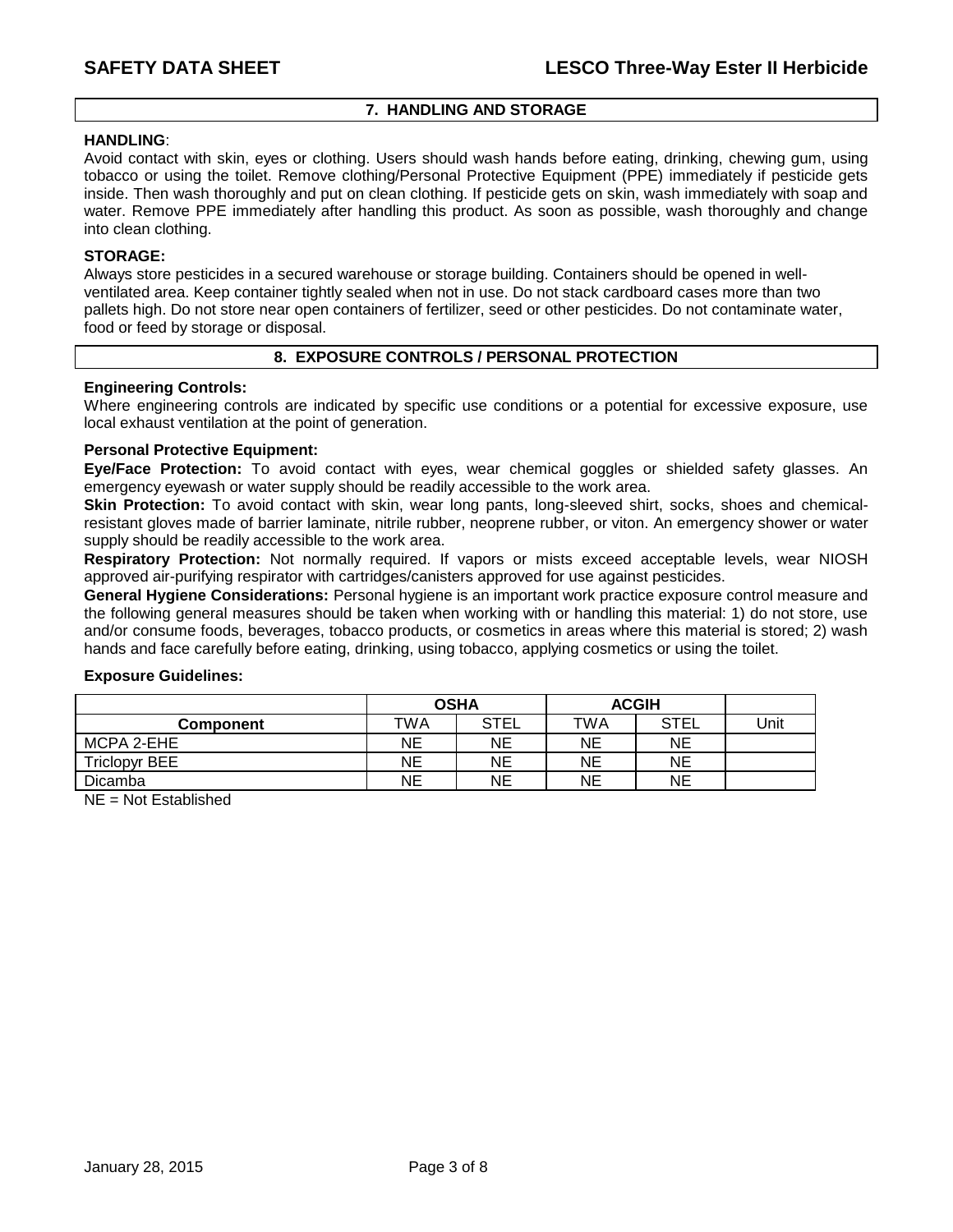## 7. HANDLING AND STORAGE

**HANDLING**:
Avoid contact with skin, eyes or clothing. Users should wash hands before eating, drinking, chewing gum, using tobacco or using the toilet. Remove clothing/Personal Protective Equipment (PPE) immediately if pesticide gets inside. Then wash thoroughly and put on clean clothing. If pesticide gets on skin, wash immediately with soap and water. Remove PPE immediately after handling this product. As soon as possible, wash thoroughly and change into clean clothing.

**STORAGE:**
Always store pesticides in a secured warehouse or storage building. Containers should be opened in well-ventilated area. Keep container tightly sealed when not in use. Do not stack cardboard cases more than two pallets high. Do not store near open containers of fertilizer, seed or other pesticides. Do not contaminate water, food or feed by storage or disposal.

## 8. EXPOSURE CONTROLS / PERSONAL PROTECTION

**Engineering Controls:**
Where engineering controls are indicated by specific use conditions or a potential for excessive exposure, use local exhaust ventilation at the point of generation.

**Personal Protective Equipment:**

**Eye/Face Protection:** To avoid contact with eyes, wear chemical goggles or shielded safety glasses. An emergency eyewash or water supply should be readily accessible to the work area.

**Skin Protection:** To avoid contact with skin, wear long pants, long-sleeved shirt, socks, shoes and chemical-resistant gloves made of barrier laminate, nitrile rubber, neoprene rubber, or viton. An emergency shower or water supply should be readily accessible to the work area.

**Respiratory Protection:** Not normally required. If vapors or mists exceed acceptable levels, wear NIOSH approved air-purifying respirator with cartridges/canisters approved for use against pesticides.

**General Hygiene Considerations:** Personal hygiene is an important work practice exposure control measure and the following general measures should be taken when working with or handling this material: 1) do not store, use and/or consume foods, beverages, tobacco products, or cosmetics in areas where this material is stored; 2) wash hands and face carefully before eating, drinking, using tobacco, applying cosmetics or using the toilet.

**Exposure Guidelines:**

| | OSHA | | ACGIH | | |
|---|---|---|---|---|---|
| **Component** | TWA | STEL | TWA | STEL | Unit |
| MCPA 2-EHE | NE | NE | NE | NE | |
| Triclopyr BEE | NE | NE | NE | NE | |
| Dicamba | NE | NE | NE | NE | |

NE = Not Established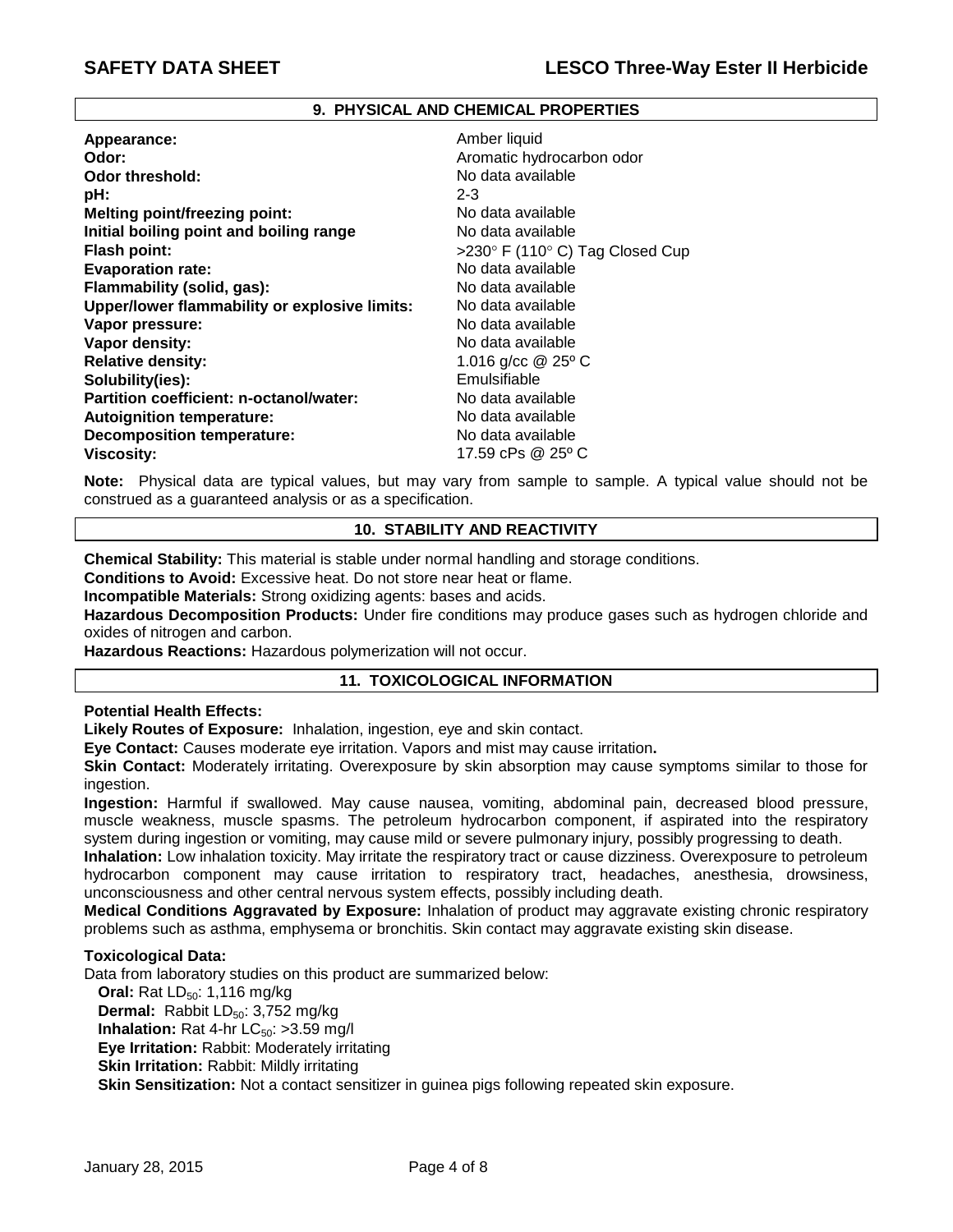## 9. PHYSICAL AND CHEMICAL PROPERTIES

| | |
|---|---|
| **Appearance:** | Amber liquid |
| **Odor:** | Aromatic hydrocarbon odor |
| **Odor threshold:** | No data available |
| **pH:** | 2-3 |
| **Melting point/freezing point:** | No data available |
| **Initial boiling point and boiling range** | No data available |
| **Flash point:** | >230° F (110° C) Tag Closed Cup |
| **Evaporation rate:** | No data available |
| **Flammability (solid, gas):** | No data available |
| **Upper/lower flammability or explosive limits:** | No data available |
| **Vapor pressure:** | No data available |
| **Vapor density:** | No data available |
| **Relative density:** | 1.016 g/cc @ 25º C |
| **Solubility(ies):** | Emulsifiable |
| **Partition coefficient: n-octanol/water:** | No data available |
| **Autoignition temperature:** | No data available |
| **Decomposition temperature:** | No data available |
| **Viscosity:** | 17.59 cPs @ 25º C |

**Note:** Physical data are typical values, but may vary from sample to sample. A typical value should not be construed as a guaranteed analysis or as a specification.

## 10. STABILITY AND REACTIVITY

**Chemical Stability:** This material is stable under normal handling and storage conditions.

**Conditions to Avoid:** Excessive heat. Do not store near heat or flame.

**Incompatible Materials:** Strong oxidizing agents: bases and acids.

**Hazardous Decomposition Products:** Under fire conditions may produce gases such as hydrogen chloride and oxides of nitrogen and carbon.

**Hazardous Reactions:** Hazardous polymerization will not occur.

## 11. TOXICOLOGICAL INFORMATION

**Potential Health Effects:**

**Likely Routes of Exposure:** Inhalation, ingestion, eye and skin contact.

**Eye Contact:** Causes moderate eye irritation. Vapors and mist may cause irritation**.**

**Skin Contact:** Moderately irritating. Overexposure by skin absorption may cause symptoms similar to those for ingestion.

**Ingestion:** Harmful if swallowed. May cause nausea, vomiting, abdominal pain, decreased blood pressure, muscle weakness, muscle spasms. The petroleum hydrocarbon component, if aspirated into the respiratory system during ingestion or vomiting, may cause mild or severe pulmonary injury, possibly progressing to death.

**Inhalation:** Low inhalation toxicity. May irritate the respiratory tract or cause dizziness. Overexposure to petroleum hydrocarbon component may cause irritation to respiratory tract, headaches, anesthesia, drowsiness, unconsciousness and other central nervous system effects, possibly including death.

**Medical Conditions Aggravated by Exposure:** Inhalation of product may aggravate existing chronic respiratory problems such as asthma, emphysema or bronchitis. Skin contact may aggravate existing skin disease.

**Toxicological Data:**

Data from laboratory studies on this product are summarized below:

**Oral:** Rat $LD_{50}$: 1,116 mg/kg
**Dermal:** Rabbit $LD_{50}$: 3,752 mg/kg
**Inhalation:** Rat 4-hr $LC_{50}$: >3.59 mg/l
**Eye Irritation:** Rabbit: Moderately irritating
**Skin Irritation:** Rabbit: Mildly irritating
**Skin Sensitization:** Not a contact sensitizer in guinea pigs following repeated skin exposure.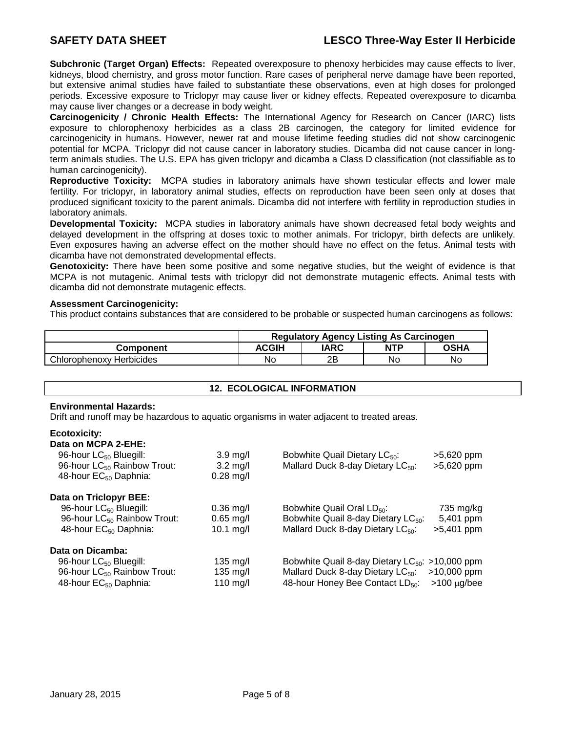**Subchronic (Target Organ) Effects:** Repeated overexposure to phenoxy herbicides may cause effects to liver, kidneys, blood chemistry, and gross motor function. Rare cases of peripheral nerve damage have been reported, but extensive animal studies have failed to substantiate these observations, even at high doses for prolonged periods. Excessive exposure to Triclopyr may cause liver or kidney effects. Repeated overexposure to dicamba may cause liver changes or a decrease in body weight.

**Carcinogenicity / Chronic Health Effects:** The International Agency for Research on Cancer (IARC) lists exposure to chlorophenoxy herbicides as a class 2B carcinogen, the category for limited evidence for carcinogenicity in humans. However, newer rat and mouse lifetime feeding studies did not show carcinogenic potential for MCPA. Triclopyr did not cause cancer in laboratory studies. Dicamba did not cause cancer in long-term animals studies. The U.S. EPA has given triclopyr and dicamba a Class D classification (not classifiable as to human carcinogenicity).

**Reproductive Toxicity:** MCPA studies in laboratory animals have shown testicular effects and lower male fertility. For triclopyr, in laboratory animal studies, effects on reproduction have been seen only at doses that produced significant toxicity to the parent animals. Dicamba did not interfere with fertility in reproduction studies in laboratory animals.

**Developmental Toxicity:** MCPA studies in laboratory animals have shown decreased fetal body weights and delayed development in the offspring at doses toxic to mother animals. For triclopyr, birth defects are unlikely. Even exposures having an adverse effect on the mother should have no effect on the fetus. Animal tests with dicamba have not demonstrated developmental effects.

**Genotoxicity:** There have been some positive and some negative studies, but the weight of evidence is that MCPA is not mutagenic. Animal tests with triclopyr did not demonstrate mutagenic effects. Animal tests with dicamba did not demonstrate mutagenic effects.

**Assessment Carcinogenicity:**

This product contains substances that are considered to be probable or suspected human carcinogens as follows:

| | Regulatory Agency Listing As Carcinogen | | | |
|---|---|---|---|---|
| **Component** | **ACGIH** | **IARC** | **NTP** | **OSHA** |
| Chlorophenoxy Herbicides | No | 2B | No | No |

## 12. ECOLOGICAL INFORMATION

**Environmental Hazards:**

Drift and runoff may be hazardous to aquatic organisms in water adjacent to treated areas.

**Ecotoxicity:**

**Data on MCPA 2-EHE:**

| | | | |
|---|---|---|---|
| 96-hour $LC_{50}$ Bluegill: | 3.9 mg/l | Bobwhite Quail Dietary $LC_{50}$: | >5,620 ppm |
| 96-hour $LC_{50}$ Rainbow Trout: | 3.2 mg/l | Mallard Duck 8-day Dietary $LC_{50}$: | >5,620 ppm |
| 48-hour $EC_{50}$ Daphnia: | 0.28 mg/l | | |

**Data on Triclopyr BEE:**

| | | | |
|---|---|---|---|
| 96-hour $LC_{50}$ Bluegill: | 0.36 mg/l | Bobwhite Quail Oral $LD_{50}$: | 735 mg/kg |
| 96-hour $LC_{50}$ Rainbow Trout: | 0.65 mg/l | Bobwhite Quail 8-day Dietary $LC_{50}$: | 5,401 ppm |
| 48-hour $EC_{50}$ Daphnia: | 10.1 mg/l | Mallard Duck 8-day Dietary $LC_{50}$: | >5,401 ppm |

**Data on Dicamba:**

| | | | |
|---|---|---|---|
| 96-hour $LC_{50}$ Bluegill: | 135 mg/l | Bobwhite Quail 8-day Dietary $LC_{50}$: | >10,000 ppm |
| 96-hour $LC_{50}$ Rainbow Trout: | 135 mg/l | Mallard Duck 8-day Dietary $LC_{50}$: | >10,000 ppm |
| 48-hour $EC_{50}$ Daphnia: | 110 mg/l | 48-hour Honey Bee Contact $LD_{50}$: | >100 μg/bee |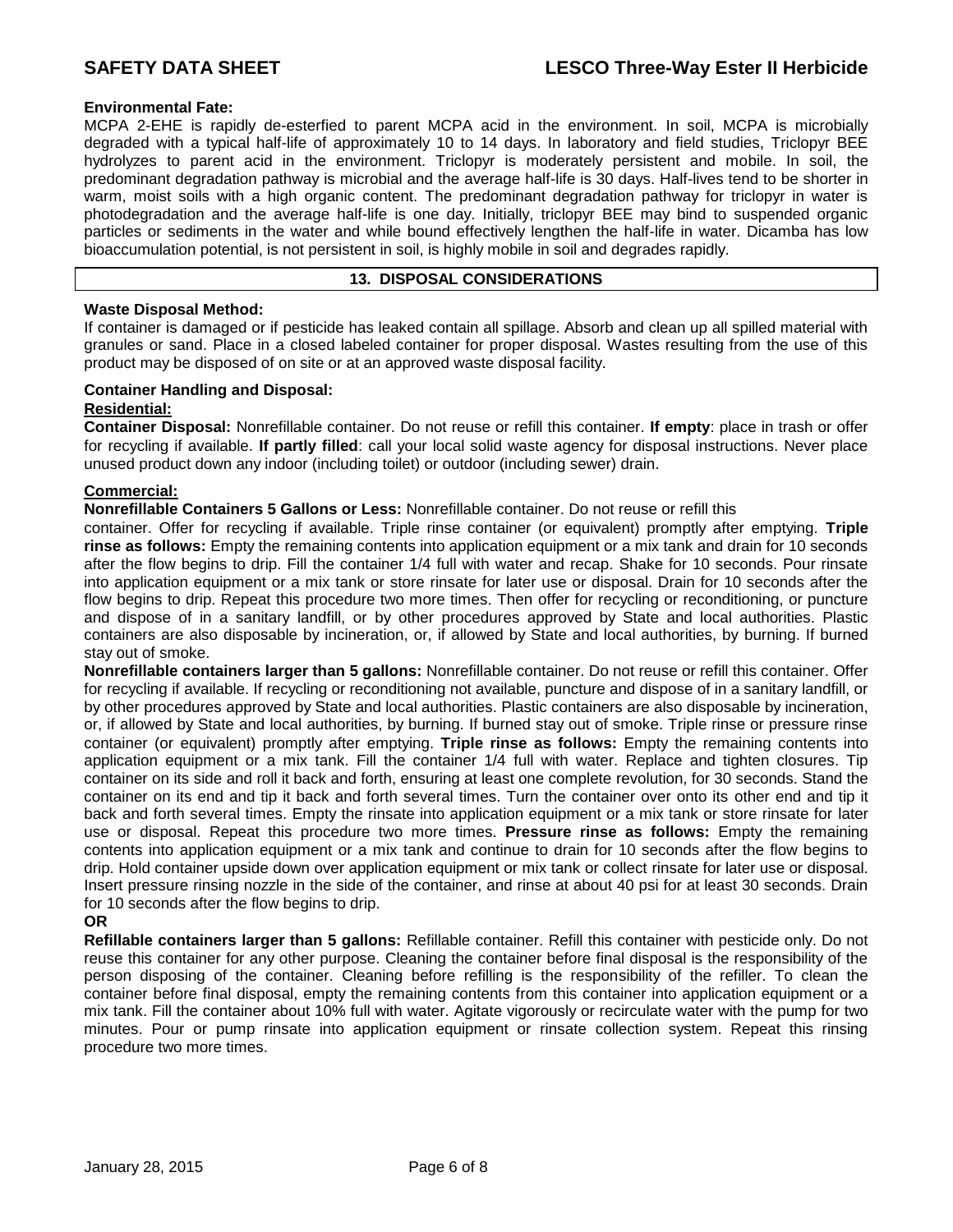**Environmental Fate:**
MCPA 2-EHE is rapidly de-esterfied to parent MCPA acid in the environment. In soil, MCPA is microbially degraded with a typical half-life of approximately 10 to 14 days. In laboratory and field studies, Triclopyr BEE hydrolyzes to parent acid in the environment. Triclopyr is moderately persistent and mobile. In soil, the predominant degradation pathway is microbial and the average half-life is 30 days. Half-lives tend to be shorter in warm, moist soils with a high organic content. The predominant degradation pathway for triclopyr in water is photodegradation and the average half-life is one day. Initially, triclopyr BEE may bind to suspended organic particles or sediments in the water and while bound effectively lengthen the half-life in water. Dicamba has low bioaccumulation potential, is not persistent in soil, is highly mobile in soil and degrades rapidly.

## 13. DISPOSAL CONSIDERATIONS

**Waste Disposal Method:**
If container is damaged or if pesticide has leaked contain all spillage. Absorb and clean up all spilled material with granules or sand. Place in a closed labeled container for proper disposal. Wastes resulting from the use of this product may be disposed of on site or at an approved waste disposal facility.

**Container Handling and Disposal:**

**Residential:**

**Container Disposal:** Nonrefillable container. Do not reuse or refill this container. **If empty**: place in trash or offer for recycling if available. **If partly filled**: call your local solid waste agency for disposal instructions. Never place unused product down any indoor (including toilet) or outdoor (including sewer) drain.

**Commercial:**

**Nonrefillable Containers 5 Gallons or Less:** Nonrefillable container. Do not reuse or refill this container. Offer for recycling if available. Triple rinse container (or equivalent) promptly after emptying. **Triple rinse as follows:** Empty the remaining contents into application equipment or a mix tank and drain for 10 seconds after the flow begins to drip. Fill the container 1/4 full with water and recap. Shake for 10 seconds. Pour rinsate into application equipment or a mix tank or store rinsate for later use or disposal. Drain for 10 seconds after the flow begins to drip. Repeat this procedure two more times. Then offer for recycling or reconditioning, or puncture and dispose of in a sanitary landfill, or by other procedures approved by State and local authorities. Plastic containers are also disposable by incineration, or, if allowed by State and local authorities, by burning. If burned stay out of smoke.

**Nonrefillable containers larger than 5 gallons:** Nonrefillable container. Do not reuse or refill this container. Offer for recycling if available. If recycling or reconditioning not available, puncture and dispose of in a sanitary landfill, or by other procedures approved by State and local authorities. Plastic containers are also disposable by incineration, or, if allowed by State and local authorities, by burning. If burned stay out of smoke. Triple rinse or pressure rinse container (or equivalent) promptly after emptying. **Triple rinse as follows:** Empty the remaining contents into application equipment or a mix tank. Fill the container 1/4 full with water. Replace and tighten closures. Tip container on its side and roll it back and forth, ensuring at least one complete revolution, for 30 seconds. Stand the container on its end and tip it back and forth several times. Turn the container over onto its other end and tip it back and forth several times. Empty the rinsate into application equipment or a mix tank or store rinsate for later use or disposal. Repeat this procedure two more times. **Pressure rinse as follows:** Empty the remaining contents into application equipment or a mix tank and continue to drain for 10 seconds after the flow begins to drip. Hold container upside down over application equipment or mix tank or collect rinsate for later use or disposal. Insert pressure rinsing nozzle in the side of the container, and rinse at about 40 psi for at least 30 seconds. Drain for 10 seconds after the flow begins to drip.

**OR**

**Refillable containers larger than 5 gallons:** Refillable container. Refill this container with pesticide only. Do not reuse this container for any other purpose. Cleaning the container before final disposal is the responsibility of the person disposing of the container. Cleaning before refilling is the responsibility of the refiller. To clean the container before final disposal, empty the remaining contents from this container into application equipment or a mix tank. Fill the container about 10% full with water. Agitate vigorously or recirculate water with the pump for two minutes. Pour or pump rinsate into application equipment or rinsate collection system. Repeat this rinsing procedure two more times.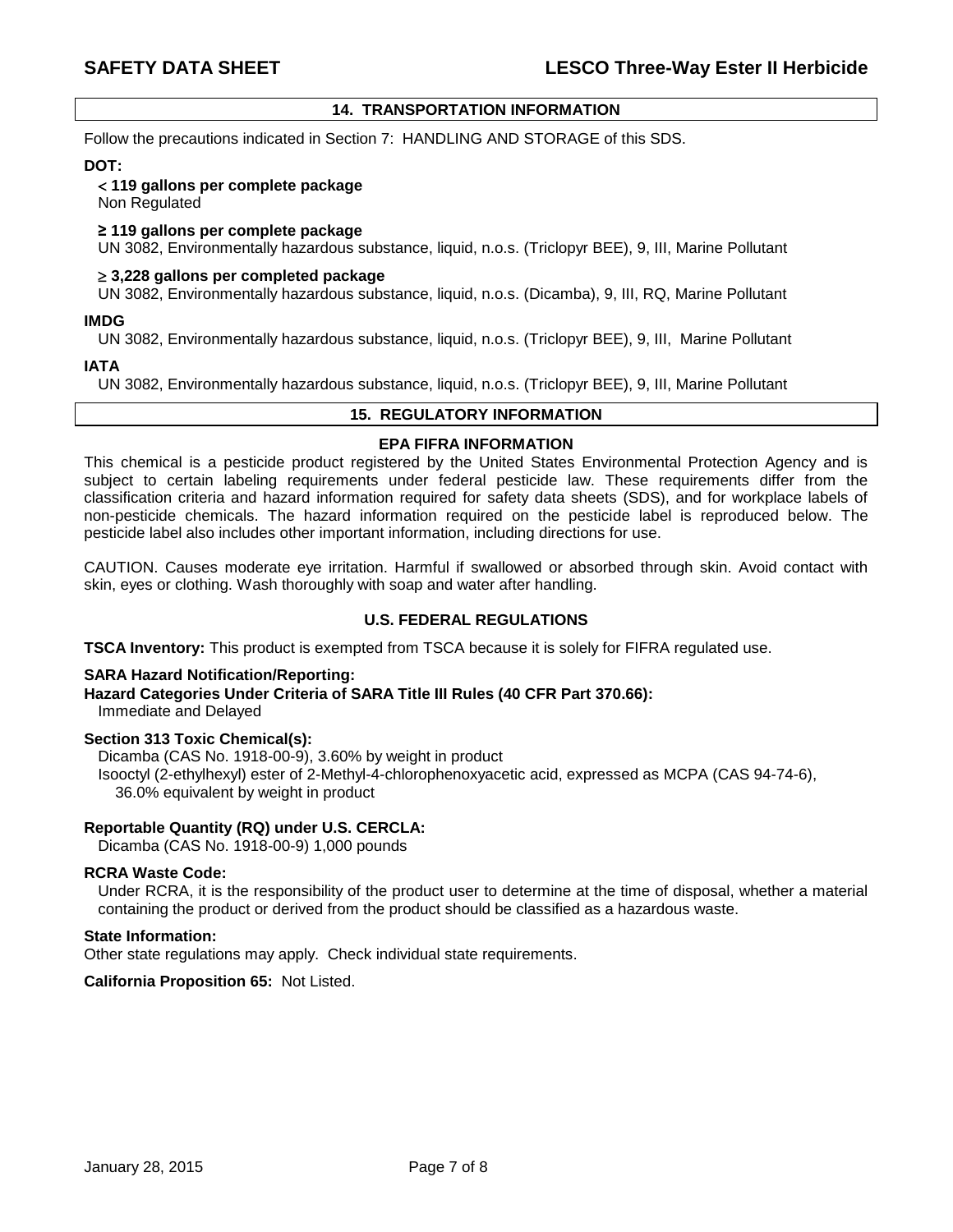## 14. TRANSPORTATION INFORMATION

Follow the precautions indicated in Section 7: HANDLING AND STORAGE of this SDS.

**DOT:**

**< 119 gallons per complete package**
Non Regulated

**≥ 119 gallons per complete package**
UN 3082, Environmentally hazardous substance, liquid, n.o.s. (Triclopyr BEE), 9, III, Marine Pollutant

**≥ 3,228 gallons per completed package**
UN 3082, Environmentally hazardous substance, liquid, n.o.s. (Dicamba), 9, III, RQ, Marine Pollutant

**IMDG**
UN 3082, Environmentally hazardous substance, liquid, n.o.s. (Triclopyr BEE), 9, III, Marine Pollutant

**IATA**
UN 3082, Environmentally hazardous substance, liquid, n.o.s. (Triclopyr BEE), 9, III, Marine Pollutant

## 15. REGULATORY INFORMATION

### EPA FIFRA INFORMATION

This chemical is a pesticide product registered by the United States Environmental Protection Agency and is subject to certain labeling requirements under federal pesticide law. These requirements differ from the classification criteria and hazard information required for safety data sheets (SDS), and for workplace labels of non-pesticide chemicals. The hazard information required on the pesticide label is reproduced below. The pesticide label also includes other important information, including directions for use.

CAUTION. Causes moderate eye irritation. Harmful if swallowed or absorbed through skin. Avoid contact with skin, eyes or clothing. Wash thoroughly with soap and water after handling.

### U.S. FEDERAL REGULATIONS

**TSCA Inventory:** This product is exempted from TSCA because it is solely for FIFRA regulated use.

**SARA Hazard Notification/Reporting:**
**Hazard Categories Under Criteria of SARA Title III Rules (40 CFR Part 370.66):**
Immediate and Delayed

**Section 313 Toxic Chemical(s):**
Dicamba (CAS No. 1918-00-9), 3.60% by weight in product
Isooctyl (2-ethylhexyl) ester of 2-Methyl-4-chlorophenoxyacetic acid, expressed as MCPA (CAS 94-74-6), 36.0% equivalent by weight in product

**Reportable Quantity (RQ) under U.S. CERCLA:**
Dicamba (CAS No. 1918-00-9) 1,000 pounds

**RCRA Waste Code:**
Under RCRA, it is the responsibility of the product user to determine at the time of disposal, whether a material containing the product or derived from the product should be classified as a hazardous waste.

**State Information:**
Other state regulations may apply. Check individual state requirements.

**California Proposition 65:** Not Listed.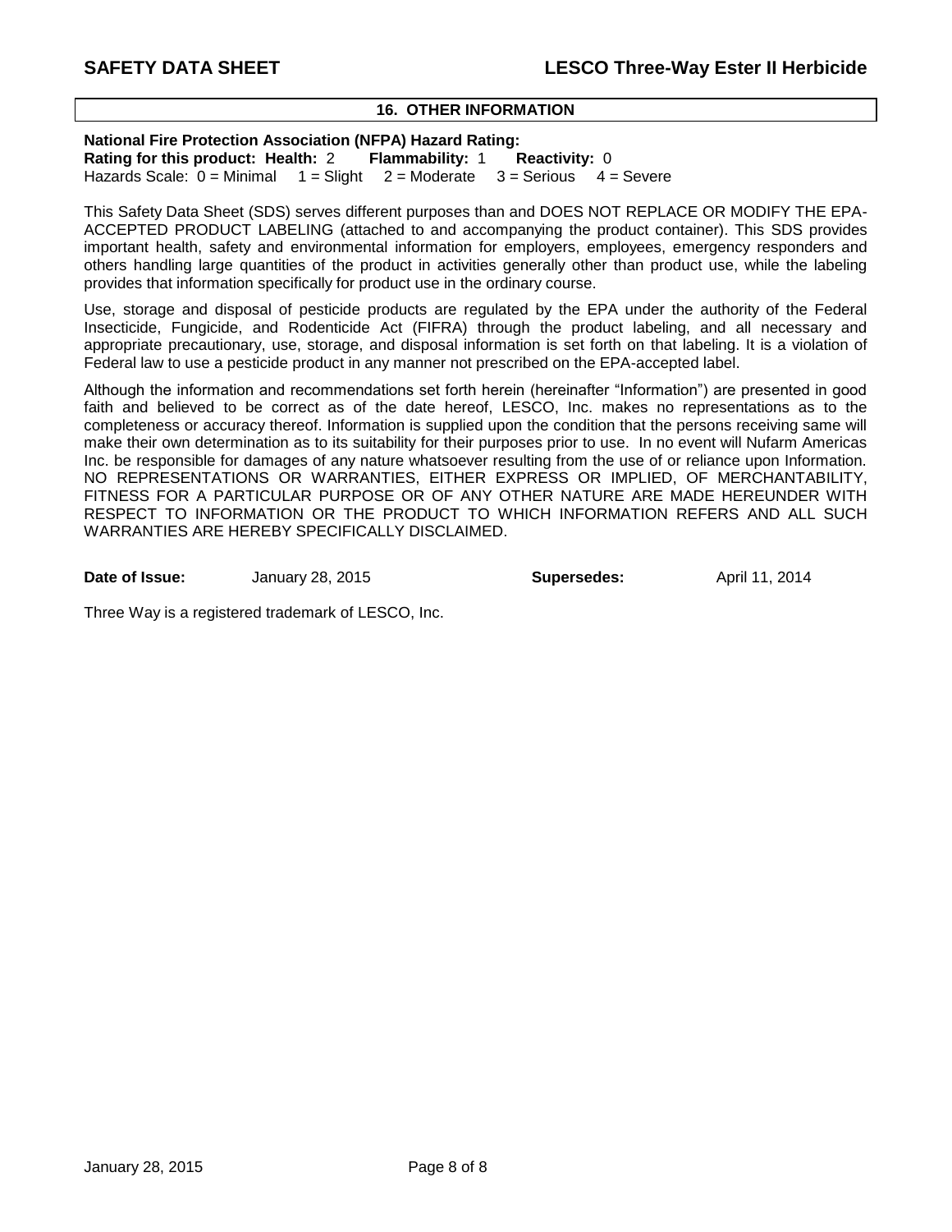## 16. OTHER INFORMATION

**National Fire Protection Association (NFPA) Hazard Rating:**
**Rating for this product: Health:** 2 **Flammability:** 1 **Reactivity:** 0
Hazards Scale: 0 = Minimal 1 = Slight 2 = Moderate 3 = Serious 4 = Severe

This Safety Data Sheet (SDS) serves different purposes than and DOES NOT REPLACE OR MODIFY THE EPA-ACCEPTED PRODUCT LABELING (attached to and accompanying the product container). This SDS provides important health, safety and environmental information for employers, employees, emergency responders and others handling large quantities of the product in activities generally other than product use, while the labeling provides that information specifically for product use in the ordinary course.

Use, storage and disposal of pesticide products are regulated by the EPA under the authority of the Federal Insecticide, Fungicide, and Rodenticide Act (FIFRA) through the product labeling, and all necessary and appropriate precautionary, use, storage, and disposal information is set forth on that labeling. It is a violation of Federal law to use a pesticide product in any manner not prescribed on the EPA-accepted label.

Although the information and recommendations set forth herein (hereinafter "Information") are presented in good faith and believed to be correct as of the date hereof, LESCO, Inc. makes no representations as to the completeness or accuracy thereof. Information is supplied upon the condition that the persons receiving same will make their own determination as to its suitability for their purposes prior to use. In no event will Nufarm Americas Inc. be responsible for damages of any nature whatsoever resulting from the use of or reliance upon Information. NO REPRESENTATIONS OR WARRANTIES, EITHER EXPRESS OR IMPLIED, OF MERCHANTABILITY, FITNESS FOR A PARTICULAR PURPOSE OR OF ANY OTHER NATURE ARE MADE HEREUNDER WITH RESPECT TO INFORMATION OR THE PRODUCT TO WHICH INFORMATION REFERS AND ALL SUCH WARRANTIES ARE HEREBY SPECIFICALLY DISCLAIMED.

**Date of Issue:** January 28, 2015 **Supersedes:** April 11, 2014

Three Way is a registered trademark of LESCO, Inc.